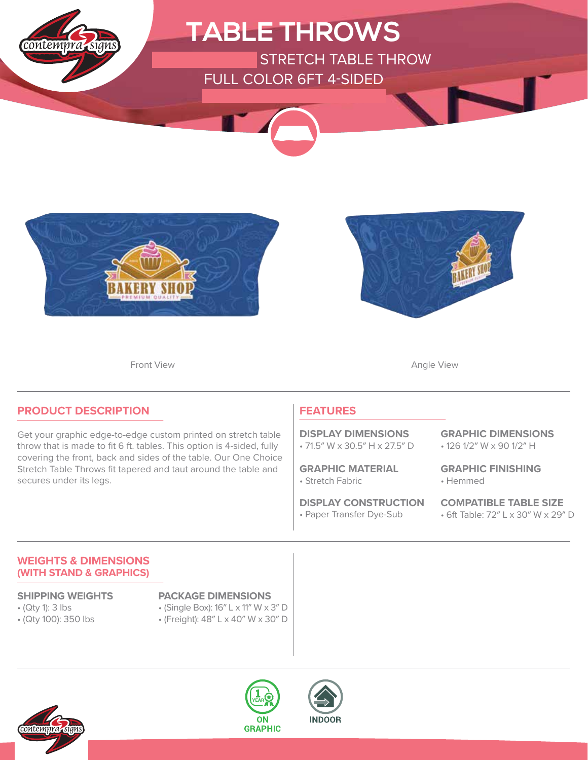# TABLE THROWS

STRETCH TABLE THROW

FULL COLOR 6FT 4-SIDED

Front View

Angle View

## PRODUCT DESCRIPTION

Get your graphic edge-to-edge custom printed on stretch table throw that is made to fit 6 ft. tables. This option is 4-sided, fully covering the front, back and sides of the table. Our One Choice Stretch Table Throws fit tapered and taut around the table and secures under its legs.

## FEATURES

**DISPLAY DIMENSIONS**
- 71.5″ W x 30.5″ H x 27.5″ D

**GRAPHIC DIMENSIONS**
- 126 1/2″ W x 90 1/2″ H

**GRAPHIC MATERIAL**
- Stretch Fabric

**GRAPHIC FINISHING**
- Hemmed

**DISPLAY CONSTRUCTION**
- Paper Transfer Dye-Sub

**COMPATIBLE TABLE SIZE**
- 6ft Table: 72″ L x 30″ W x 29″ D

## WEIGHTS & DIMENSIONS (WITH STAND & GRAPHICS)

**SHIPPING WEIGHTS**
- (Qty 1): 3 lbs
- (Qty 100): 350 lbs

**PACKAGE DIMENSIONS**
- (Single Box): 16″ L x 11″ W x 3″ D
- (Freight): 48″ L x 40″ W x 30″ D

1 YEAR ON GRAPHIC

INDOOR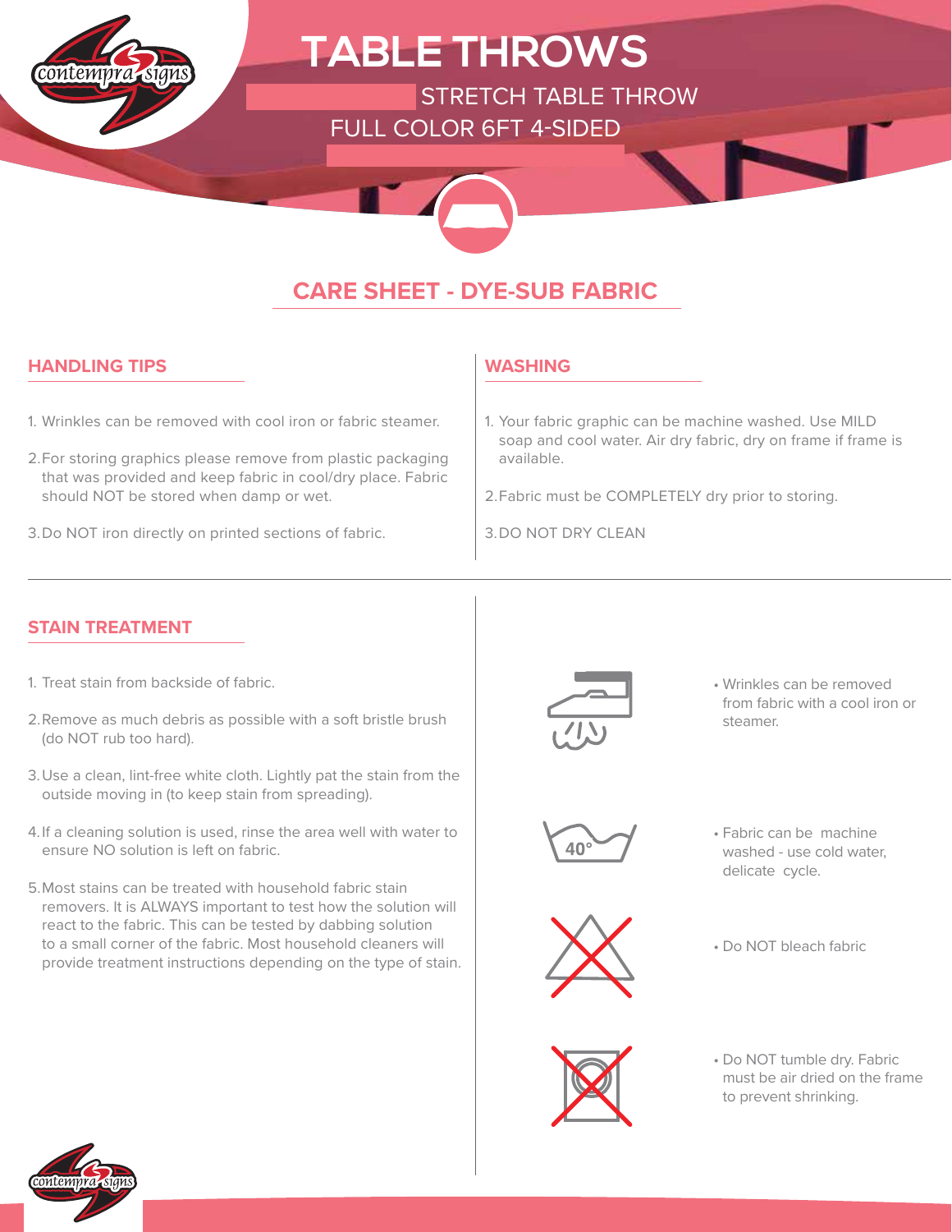# TABLE THROWS

STRETCH TABLE THROW

FULL COLOR 6FT 4-SIDED

## CARE SHEET - DYE-SUB FABRIC

### HANDLING TIPS

1. Wrinkles can be removed with cool iron or fabric steamer.
2. For storing graphics please remove from plastic packaging that was provided and keep fabric in cool/dry place. Fabric should NOT be stored when damp or wet.
3. Do NOT iron directly on printed sections of fabric.

### WASHING

1. Your fabric graphic can be machine washed. Use MILD soap and cool water. Air dry fabric, dry on frame if frame is available.
2. Fabric must be COMPLETELY dry prior to storing.
3. DO NOT DRY CLEAN

### STAIN TREATMENT

1. Treat stain from backside of fabric.
2. Remove as much debris as possible with a soft bristle brush (do NOT rub too hard).
3. Use a clean, lint-free white cloth. Lightly pat the stain from the outside moving in (to keep stain from spreading).
4. If a cleaning solution is used, rinse the area well with water to ensure NO solution is left on fabric.
5. Most stains can be treated with household fabric stain removers. It is ALWAYS important to test how the solution will react to the fabric. This can be tested by dabbing solution to a small corner of the fabric. Most household cleaners will provide treatment instructions depending on the type of stain.

- Wrinkles can be removed from fabric with a cool iron or steamer.

40°

- Fabric can be machine washed - use cold water, delicate cycle.
- Do NOT bleach fabric
- Do NOT tumble dry. Fabric must be air dried on the frame to prevent shrinking.